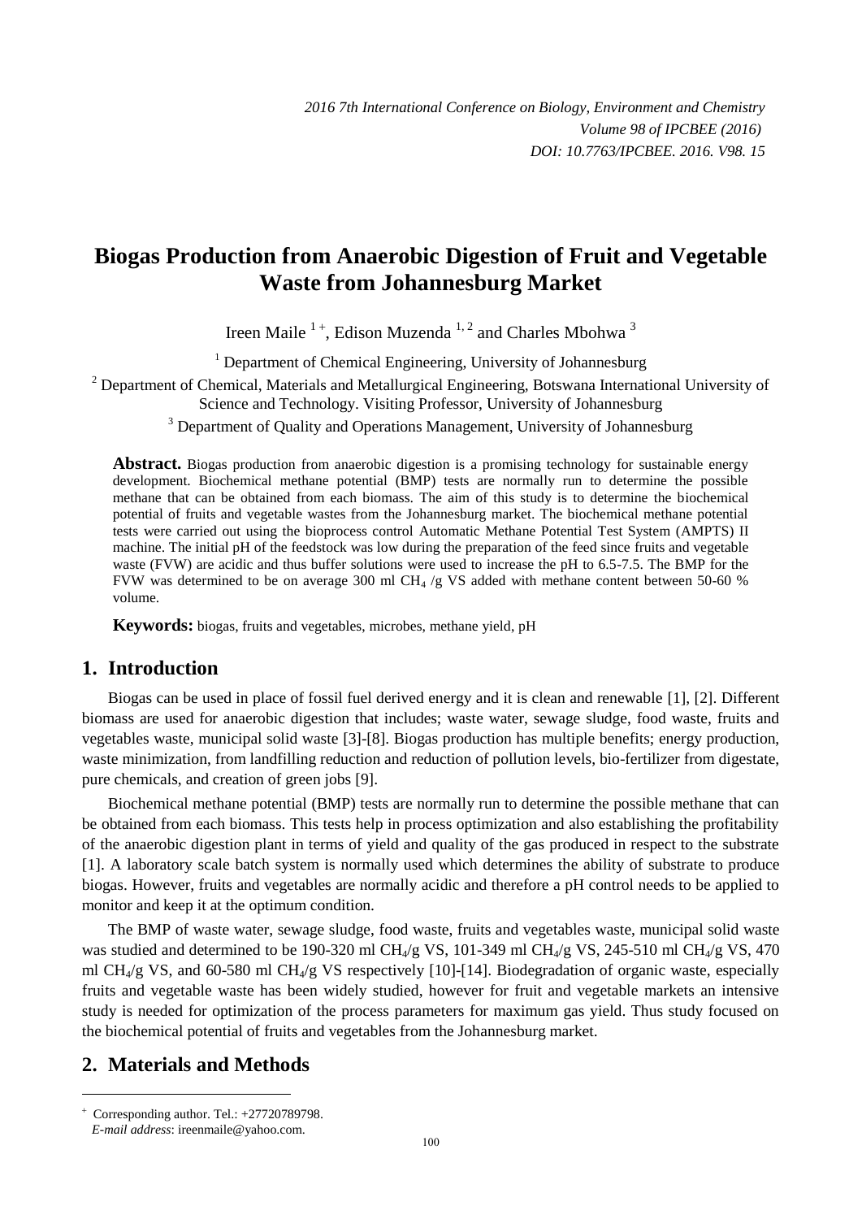# Biogas Production from Anaerobic Digestion of Fruit and Vegetable Waste from Johannesburg Market

Ireen Maile [1+], Edison Muzenda [1, 2] and Charles Mbohwa [3]

[1] Department of Chemical Engineering, University of Johannesburg

[2] Department of Chemical, Materials and Metallurgical Engineering, Botswana International University of Science and Technology. Visiting Professor, University of Johannesburg

[3] Department of Quality and Operations Management, University of Johannesburg

**Abstract.** Biogas production from anaerobic digestion is a promising technology for sustainable energy development. Biochemical methane potential (BMP) tests are normally run to determine the possible methane that can be obtained from each biomass. The aim of this study is to determine the biochemical potential of fruits and vegetable wastes from the Johannesburg market. The biochemical methane potential tests were carried out using the bioprocess control Automatic Methane Potential Test System (AMPTS) II machine. The initial pH of the feedstock was low during the preparation of the feed since fruits and vegetable waste (FVW) are acidic and thus buffer solutions were used to increase the pH to 6.5-7.5. The BMP for the FVW was determined to be on average 300 ml $CH_4$ /g VS added with methane content between 50-60 % volume.

**Keywords:** biogas, fruits and vegetables, microbes, methane yield, pH

## 1. Introduction

Biogas can be used in place of fossil fuel derived energy and it is clean and renewable [1], [2]. Different biomass are used for anaerobic digestion that includes; waste water, sewage sludge, food waste, fruits and vegetables waste, municipal solid waste [3]-[8]. Biogas production has multiple benefits; energy production, waste minimization, from landfilling reduction and reduction of pollution levels, bio-fertilizer from digestate, pure chemicals, and creation of green jobs [9].

Biochemical methane potential (BMP) tests are normally run to determine the possible methane that can be obtained from each biomass. This tests help in process optimization and also establishing the profitability of the anaerobic digestion plant in terms of yield and quality of the gas produced in respect to the substrate [1]. A laboratory scale batch system is normally used which determines the ability of substrate to produce biogas. However, fruits and vegetables are normally acidic and therefore a pH control needs to be applied to monitor and keep it at the optimum condition.

The BMP of waste water, sewage sludge, food waste, fruits and vegetables waste, municipal solid waste was studied and determined to be 190-320 ml $CH_4$/g VS, 101-349 ml $CH_4$/g VS, 245-510 ml $CH_4$/g VS, 470 ml $CH_4$/g VS, and 60-580 ml $CH_4$/g VS respectively [10]-[14]. Biodegradation of organic waste, especially fruits and vegetable waste has been widely studied, however for fruit and vegetable markets an intensive study is needed for optimization of the process parameters for maximum gas yield. Thus study focused on the biochemical potential of fruits and vegetables from the Johannesburg market.

## 2. Materials and Methods

+ Corresponding author. Tel.: +27720789798.
*E-mail address*: ireenmaile@yahoo.com.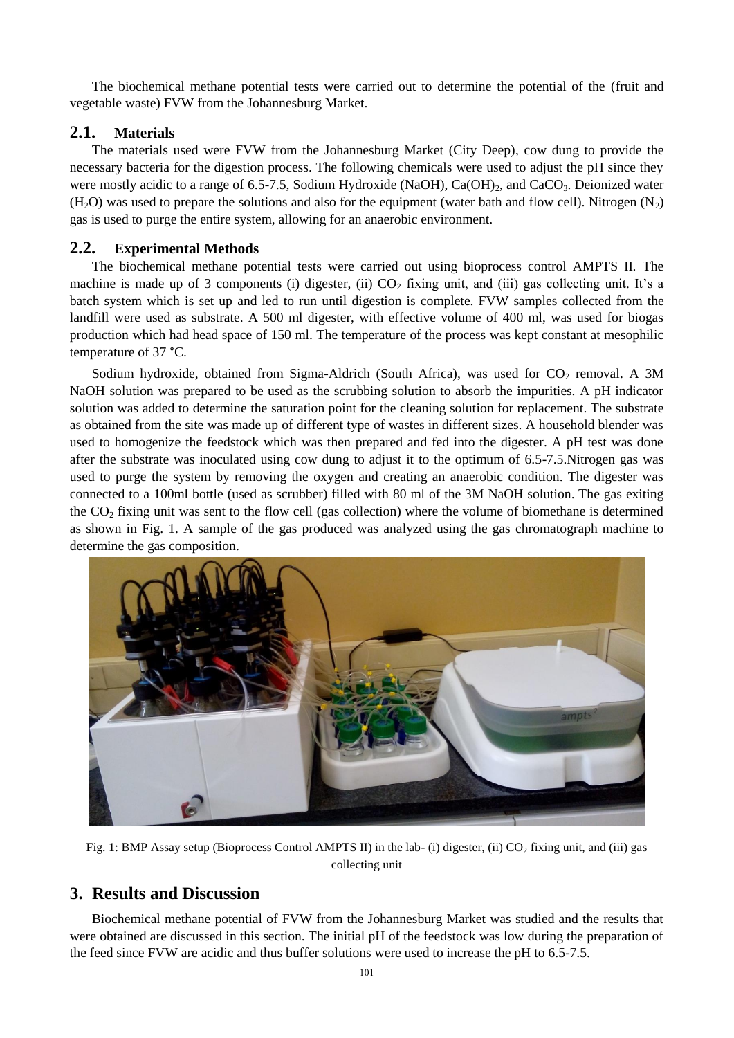The biochemical methane potential tests were carried out to determine the potential of the (fruit and vegetable waste) FVW from the Johannesburg Market.

## 2.1. Materials

The materials used were FVW from the Johannesburg Market (City Deep), cow dung to provide the necessary bacteria for the digestion process. The following chemicals were used to adjust the pH since they were mostly acidic to a range of 6.5-7.5, Sodium Hydroxide (NaOH), $Ca(OH)_2$, and $CaCO_3$. Deionized water ($H_2O$) was used to prepare the solutions and also for the equipment (water bath and flow cell). Nitrogen ($N_2$) gas is used to purge the entire system, allowing for an anaerobic environment.

## 2.2. Experimental Methods

The biochemical methane potential tests were carried out using bioprocess control AMPTS II. The machine is made up of 3 components (i) digester, (ii) $CO_2$ fixing unit, and (iii) gas collecting unit. It's a batch system which is set up and led to run until digestion is complete. FVW samples collected from the landfill were used as substrate. A 500 ml digester, with effective volume of 400 ml, was used for biogas production which had head space of 150 ml. The temperature of the process was kept constant at mesophilic temperature of 37 °C.

Sodium hydroxide, obtained from Sigma-Aldrich (South Africa), was used for $CO_2$ removal. A 3M NaOH solution was prepared to be used as the scrubbing solution to absorb the impurities. A pH indicator solution was added to determine the saturation point for the cleaning solution for replacement. The substrate as obtained from the site was made up of different type of wastes in different sizes. A household blender was used to homogenize the feedstock which was then prepared and fed into the digester. A pH test was done after the substrate was inoculated using cow dung to adjust it to the optimum of 6.5-7.5.Nitrogen gas was used to purge the system by removing the oxygen and creating an anaerobic condition. The digester was connected to a 100ml bottle (used as scrubber) filled with 80 ml of the 3M NaOH solution. The gas exiting the $CO_2$ fixing unit was sent to the flow cell (gas collection) where the volume of biomethane is determined as shown in Fig. 1. A sample of the gas produced was analyzed using the gas chromatograph machine to determine the gas composition.

Fig. 1: BMP Assay setup (Bioprocess Control AMPTS II) in the lab- (i) digester, (ii) $CO_2$ fixing unit, and (iii) gas collecting unit

# 3. Results and Discussion

Biochemical methane potential of FVW from the Johannesburg Market was studied and the results that were obtained are discussed in this section. The initial pH of the feedstock was low during the preparation of the feed since FVW are acidic and thus buffer solutions were used to increase the pH to 6.5-7.5.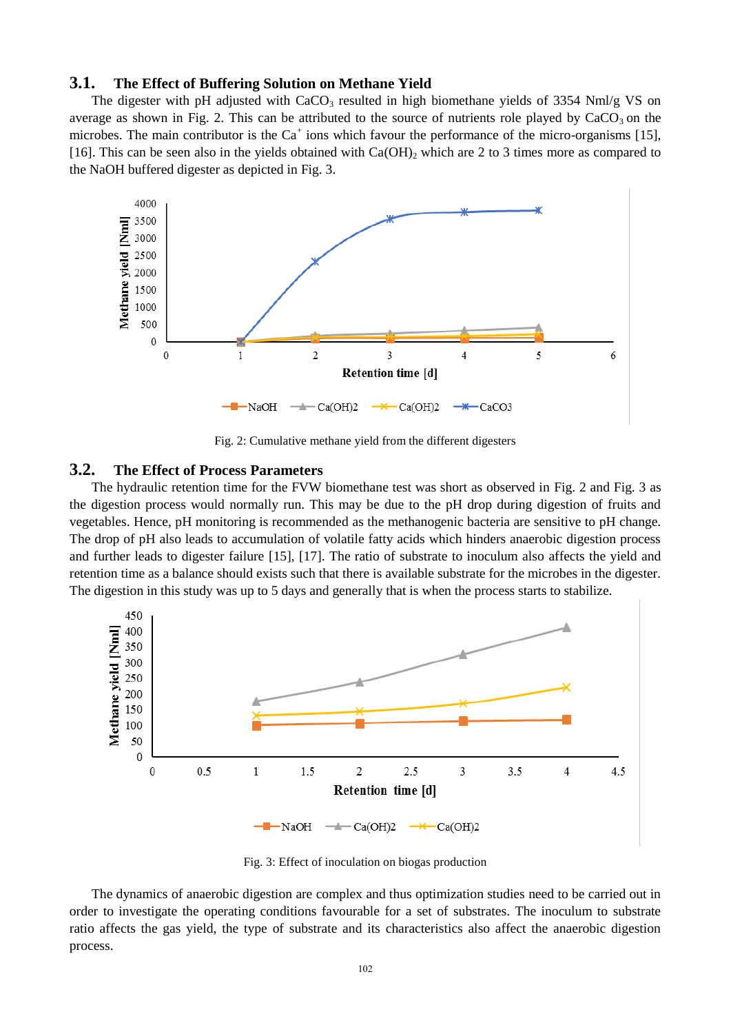## 3.1. The Effect of Buffering Solution on Methane Yield

The digester with pH adjusted with $CaCO_3$ resulted in high biomethane yields of 3354 Nml/g VS on average as shown in Fig. 2. This can be attributed to the source of nutrients role played by $CaCO_3$ on the microbes. The main contributor is the $Ca^+$ ions which favour the performance of the micro-organisms [15], [16]. This can be seen also in the yields obtained with $Ca(OH)_2$ which are 2 to 3 times more as compared to the NaOH buffered digester as depicted in Fig. 3.

Fig. 2: Cumulative methane yield from the different digesters

## 3.2. The Effect of Process Parameters

The hydraulic retention time for the FVW biomethane test was short as observed in Fig. 2 and Fig. 3 as the digestion process would normally run. This may be due to the pH drop during digestion of fruits and vegetables. Hence, pH monitoring is recommended as the methanogenic bacteria are sensitive to pH change. The drop of pH also leads to accumulation of volatile fatty acids which hinders anaerobic digestion process and further leads to digester failure [15], [17]. The ratio of substrate to inoculum also affects the yield and retention time as a balance should exists such that there is available substrate for the microbes in the digester. The digestion in this study was up to 5 days and generally that is when the process starts to stabilize.

Fig. 3: Effect of inoculation on biogas production

The dynamics of anaerobic digestion are complex and thus optimization studies need to be carried out in order to investigate the operating conditions favourable for a set of substrates. The inoculum to substrate ratio affects the gas yield, the type of substrate and its characteristics also affect the anaerobic digestion process.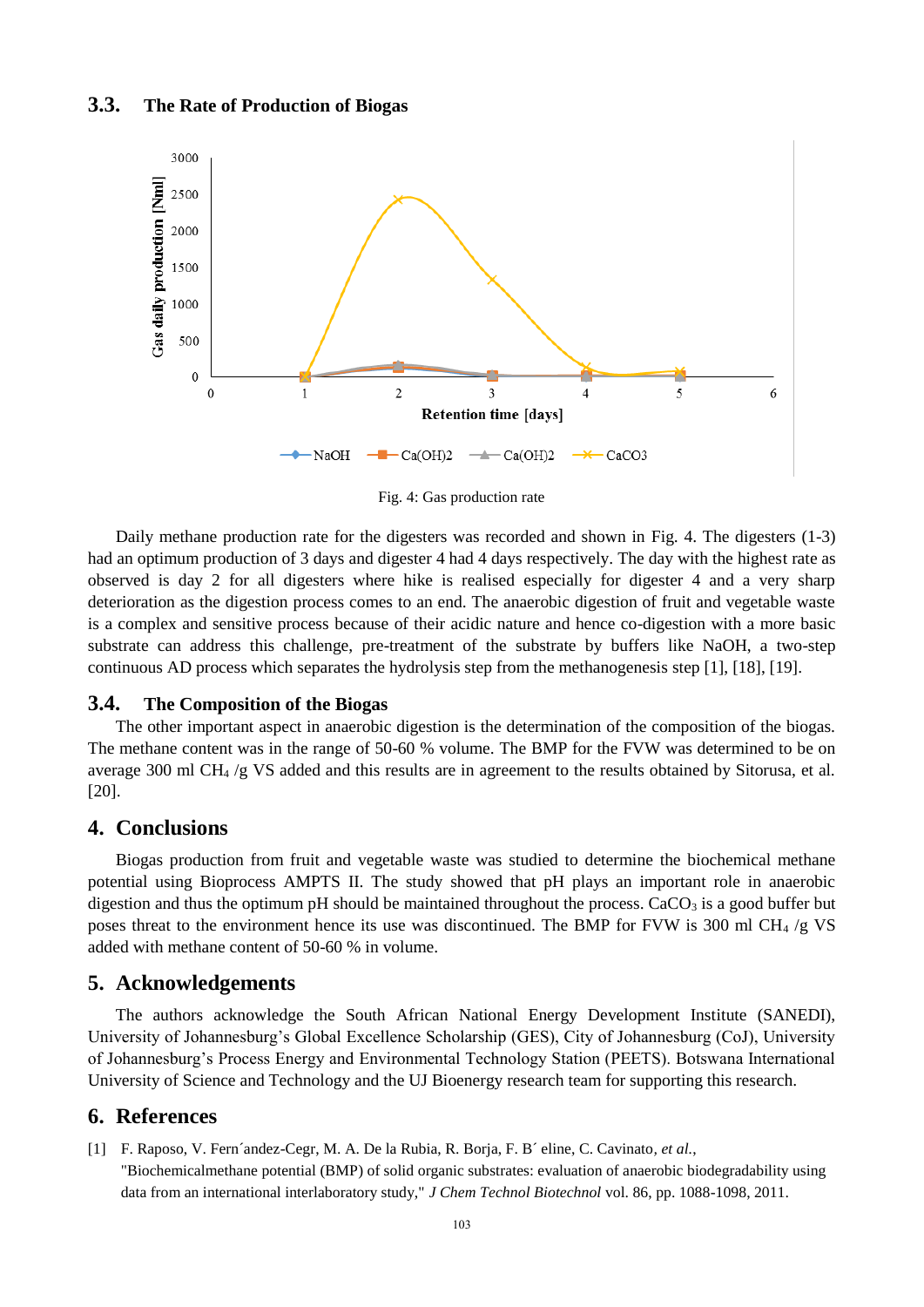### 3.3. The Rate of Production of Biogas

Fig. 4: Gas production rate

Daily methane production rate for the digesters was recorded and shown in Fig. 4. The digesters (1-3) had an optimum production of 3 days and digester 4 had 4 days respectively. The day with the highest rate as observed is day 2 for all digesters where hike is realised especially for digester 4 and a very sharp deterioration as the digestion process comes to an end. The anaerobic digestion of fruit and vegetable waste is a complex and sensitive process because of their acidic nature and hence co-digestion with a more basic substrate can address this challenge, pre-treatment of the substrate by buffers like NaOH, a two-step continuous AD process which separates the hydrolysis step from the methanogenesis step [1], [18], [19].

### 3.4. The Composition of the Biogas

The other important aspect in anaerobic digestion is the determination of the composition of the biogas. The methane content was in the range of 50-60 % volume. The BMP for the FVW was determined to be on average 300 ml $CH_4$ /g VS added and this results are in agreement to the results obtained by Sitorusa, et al. [20].

## 4. Conclusions

Biogas production from fruit and vegetable waste was studied to determine the biochemical methane potential using Bioprocess AMPTS II. The study showed that pH plays an important role in anaerobic digestion and thus the optimum pH should be maintained throughout the process. $CaCO_3$ is a good buffer but poses threat to the environment hence its use was discontinued. The BMP for FVW is 300 ml $CH_4$ /g VS added with methane content of 50-60 % in volume.

## 5. Acknowledgements

The authors acknowledge the South African National Energy Development Institute (SANEDI), University of Johannesburg's Global Excellence Scholarship (GES), City of Johannesburg (CoJ), University of Johannesburg's Process Energy and Environmental Technology Station (PEETS). Botswana International University of Science and Technology and the UJ Bioenergy research team for supporting this research.

## 6. References

[1] F. Raposo, V. Fern´andez-Cegr, M. A. De la Rubia, R. Borja, F. B´ eline, C. Cavinato, *et al.*, "Biochemicalmethane potential (BMP) of solid organic substrates: evaluation of anaerobic biodegradability using data from an international interlaboratory study," *J Chem Technol Biotechnol* vol. 86, pp. 1088-1098, 2011.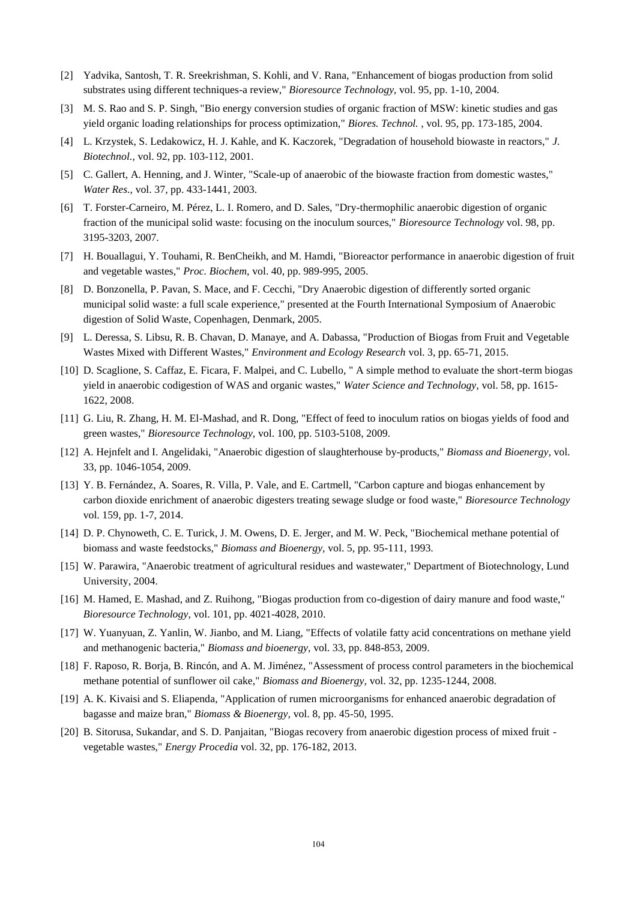[2] Yadvika, Santosh, T. R. Sreekrishman, S. Kohli, and V. Rana, "Enhancement of biogas production from solid substrates using different techniques-a review," *Bioresource Technology,* vol. 95, pp. 1-10, 2004.

[3] M. S. Rao and S. P. Singh, "Bio energy conversion studies of organic fraction of MSW: kinetic studies and gas yield organic loading relationships for process optimization," *Biores. Technol.* , vol. 95, pp. 173-185, 2004.

[4] L. Krzystek, S. Ledakowicz, H. J. Kahle, and K. Kaczorek, "Degradation of household biowaste in reactors," *J. Biotechnol.,* vol. 92, pp. 103-112, 2001.

[5] C. Gallert, A. Henning, and J. Winter, "Scale-up of anaerobic of the biowaste fraction from domestic wastes," *Water Res.,* vol. 37, pp. 433-1441, 2003.

[6] T. Forster-Carneiro, M. Pérez, L. I. Romero, and D. Sales, "Dry-thermophilic anaerobic digestion of organic fraction of the municipal solid waste: focusing on the inoculum sources," *Bioresource Technology* vol. 98, pp. 3195-3203, 2007.

[7] H. Bouallagui, Y. Touhami, R. BenCheikh, and M. Hamdi, "Bioreactor performance in anaerobic digestion of fruit and vegetable wastes," *Proc. Biochem,* vol. 40, pp. 989-995, 2005.

[8] D. Bonzonella, P. Pavan, S. Mace, and F. Cecchi, "Dry Anaerobic digestion of differently sorted organic municipal solid waste: a full scale experience," presented at the Fourth International Symposium of Anaerobic digestion of Solid Waste, Copenhagen, Denmark, 2005.

[9] L. Deressa, S. Libsu, R. B. Chavan, D. Manaye, and A. Dabassa, "Production of Biogas from Fruit and Vegetable Wastes Mixed with Different Wastes," *Environment and Ecology Research* vol. 3, pp. 65-71, 2015.

[10] D. Scaglione, S. Caffaz, E. Ficara, F. Malpei, and C. Lubello, " A simple method to evaluate the short-term biogas yield in anaerobic codigestion of WAS and organic wastes," *Water Science and Technology,* vol. 58, pp. 1615-1622, 2008.

[11] G. Liu, R. Zhang, H. M. El-Mashad, and R. Dong, "Effect of feed to inoculum ratios on biogas yields of food and green wastes," *Bioresource Technology,* vol. 100, pp. 5103-5108, 2009.

[12] A. Hejnfelt and I. Angelidaki, "Anaerobic digestion of slaughterhouse by-products," *Biomass and Bioenergy,* vol. 33, pp. 1046-1054, 2009.

[13] Y. B. Fernández, A. Soares, R. Villa, P. Vale, and E. Cartmell, "Carbon capture and biogas enhancement by carbon dioxide enrichment of anaerobic digesters treating sewage sludge or food waste," *Bioresource Technology* vol. 159, pp. 1-7, 2014.

[14] D. P. Chynoweth, C. E. Turick, J. M. Owens, D. E. Jerger, and M. W. Peck, "Biochemical methane potential of biomass and waste feedstocks," *Biomass and Bioenergy,* vol. 5, pp. 95-111, 1993.

[15] W. Parawira, "Anaerobic treatment of agricultural residues and wastewater," Department of Biotechnology, Lund University, 2004.

[16] M. Hamed, E. Mashad, and Z. Ruihong, "Biogas production from co-digestion of dairy manure and food waste," *Bioresource Technology,* vol. 101, pp. 4021-4028, 2010.

[17] W. Yuanyuan, Z. Yanlin, W. Jianbo, and M. Liang, "Effects of volatile fatty acid concentrations on methane yield and methanogenic bacteria," *Biomass and bioenergy,* vol. 33, pp. 848-853, 2009.

[18] F. Raposo, R. Borja, B. Rincón, and A. M. Jiménez, "Assessment of process control parameters in the biochemical methane potential of sunflower oil cake," *Biomass and Bioenergy,* vol. 32, pp. 1235-1244, 2008.

[19] A. K. Kivaisi and S. Eliapenda, "Application of rumen microorganisms for enhanced anaerobic degradation of bagasse and maize bran," *Biomass & Bioenergy,* vol. 8, pp. 45-50, 1995.

[20] B. Sitorusa, Sukandar, and S. D. Panjaitan, "Biogas recovery from anaerobic digestion process of mixed fruit - vegetable wastes," *Energy Procedia* vol. 32, pp. 176-182, 2013.